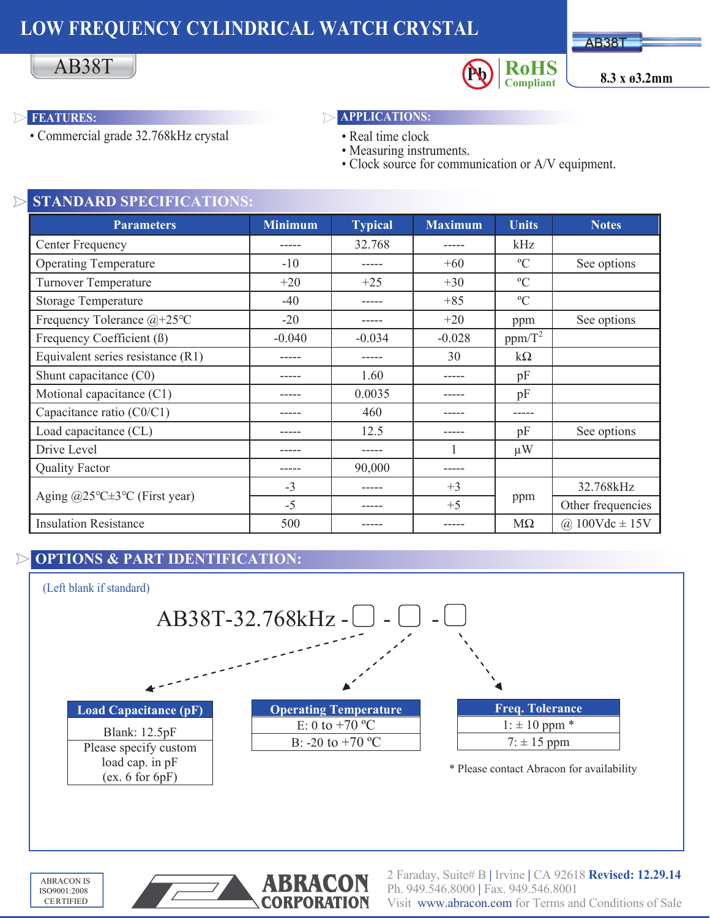# LOW FREQUENCY CYLINDRICAL WATCH CRYSTAL

## AB38T

RoHS Compliant

8.3 x ø3.2mm

### FEATURES:

- Commercial grade 32.768kHz crystal

### APPLICATIONS:

- Real time clock
- Measuring instruments.
- Clock source for communication or A/V equipment.

## STANDARD SPECIFICATIONS:

| Parameters | Minimum | Typical | Maximum | Units | Notes |
|---|---|---|---|---|---|
| Center Frequency | ----- | 32.768 | ----- | kHz | |
| Operating Temperature | -10 | ----- | +60 | ºC | See options |
| Turnover Temperature | +20 | +25 | +30 | ºC | |
| Storage Temperature | -40 | ----- | +85 | ºC | |
| Frequency Tolerance @+25ºC | -20 | ----- | +20 | ppm | See options |
| Frequency Coefficient (ß) | -0.040 | -0.034 | -0.028 | ppm/$T^2$ | |
| Equivalent series resistance (R1) | ----- | ----- | 30 | kΩ | |
| Shunt capacitance (C0) | ----- | 1.60 | ----- | pF | |
| Motional capacitance (C1) | ----- | 0.0035 | ----- | pF | |
| Capacitance ratio (C0/C1) | ----- | 460 | ----- | ----- | |
| Load capacitance (CL) | ----- | 12.5 | ----- | pF | See options |
| Drive Level | ----- | ----- | 1 | µW | |
| Quality Factor | ----- | 90,000 | ----- | | |
| Aging @25ºC±3ºC (First year) | -3 | ----- | +3 | ppm | 32.768kHz |
| | -5 | ----- | +5 | | Other frequencies |
| Insulation Resistance | 500 | ----- | ----- | MΩ | @ 100Vdc ± 15V |

## OPTIONS & PART IDENTIFICATION:

(Left blank if standard)

AB38T-32.768kHz - □ - □ - □

| Load Capacitance (pF) |
|---|
| Blank: 12.5pF |
| Please specify custom load cap. in pF (ex. 6 for 6pF) |

| Operating Temperature |
|---|
| E: 0 to +70 ºC |
| B: -20 to +70 ºC |

| Freq. Tolerance |
|---|
| 1: ± 10 ppm * |
| 7: ± 15 ppm |

\* Please contact Abracon for availability

ABRACON IS ISO9001:2008 CERTIFIED

ABRACON CORPORATION

2 Faraday, Suite# B | Irvine | CA 92618 **Revised: 12.29.14**
Ph. 949.546.8000 | Fax. 949.546.8001
Visit www.abracon.com for Terms and Conditions of Sale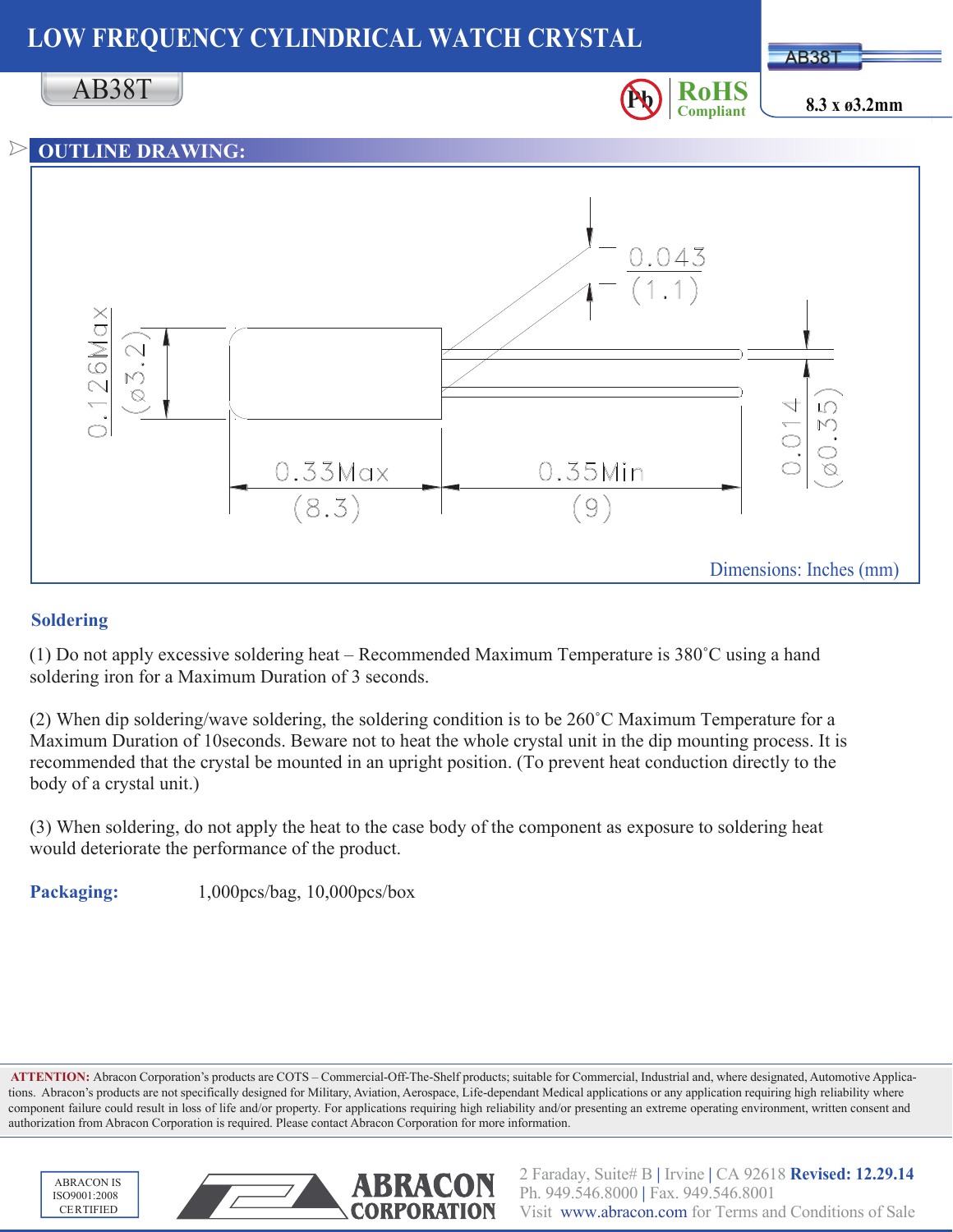# LOW FREQUENCY CYLINDRICAL WATCH CRYSTAL

AB38T

RoHS Compliant

8.3 x ø3.2mm

## OUTLINE DRAWING:

0.043
(1.1)

0.126Max
(ø3.2)

0.33Max
(8.3)

0.35Min
(9)

0.014
(ø0.35)

Dimensions: Inches (mm)

### Soldering

(1) Do not apply excessive soldering heat – Recommended Maximum Temperature is 380˚C using a hand soldering iron for a Maximum Duration of 3 seconds.

(2) When dip soldering/wave soldering, the soldering condition is to be 260˚C Maximum Temperature for a Maximum Duration of 10seconds. Beware not to heat the whole crystal unit in the dip mounting process. It is recommended that the crystal be mounted in an upright position. (To prevent heat conduction directly to the body of a crystal unit.)

(3) When soldering, do not apply the heat to the case body of the component as exposure to soldering heat would deteriorate the performance of the product.

**Packaging:** 1,000pcs/bag, 10,000pcs/box

**ATTENTION:** Abracon Corporation's products are COTS – Commercial-Off-The-Shelf products; suitable for Commercial, Industrial and, where designated, Automotive Applications. Abracon's products are not specifically designed for Military, Aviation, Aerospace, Life-dependant Medical applications or any application requiring high reliability where component failure could result in loss of life and/or property. For applications requiring high reliability and/or presenting an extreme operating environment, written consent and authorization from Abracon Corporation is required. Please contact Abracon Corporation for more information.

ABRACON IS ISO9001:2008 CERTIFIED

ABRACON CORPORATION

2 Faraday, Suite# B | Irvine | CA 92618 **Revised: 12.29.14**
Ph. 949.546.8000 | Fax. 949.546.8001
Visit www.abracon.com for Terms and Conditions of Sale